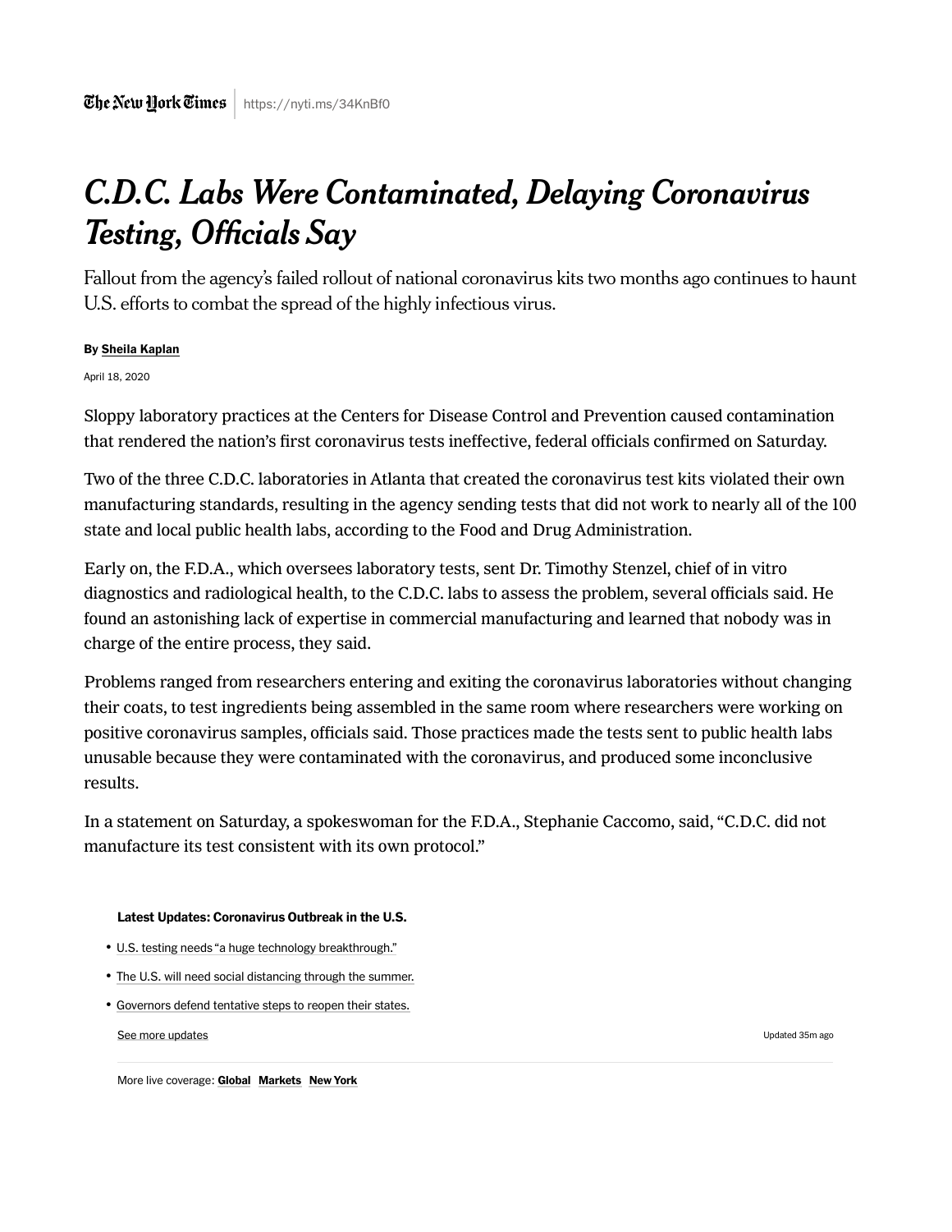The New York Times | https://nyti.ms/34KnBf0

# *C.D.C. Labs Were Contaminated, Delaying Coronavirus Testing, Officials Say*

Fallout from the agency's failed rollout of national coronavirus kits two months ago continues to haunt U.S. efforts to combat the spread of the highly infectious virus.

**By Sheila Kaplan**

April 18, 2020

Sloppy laboratory practices at the Centers for Disease Control and Prevention caused contamination that rendered the nation's first coronavirus tests ineffective, federal officials confirmed on Saturday.

Two of the three C.D.C. laboratories in Atlanta that created the coronavirus test kits violated their own manufacturing standards, resulting in the agency sending tests that did not work to nearly all of the 100 state and local public health labs, according to the Food and Drug Administration.

Early on, the F.D.A., which oversees laboratory tests, sent Dr. Timothy Stenzel, chief of in vitro diagnostics and radiological health, to the C.D.C. labs to assess the problem, several officials said. He found an astonishing lack of expertise in commercial manufacturing and learned that nobody was in charge of the entire process, they said.

Problems ranged from researchers entering and exiting the coronavirus laboratories without changing their coats, to test ingredients being assembled in the same room where researchers were working on positive coronavirus samples, officials said. Those practices made the tests sent to public health labs unusable because they were contaminated with the coronavirus, and produced some inconclusive results.

In a statement on Saturday, a spokeswoman for the F.D.A., Stephanie Caccomo, said, "C.D.C. did not manufacture its test consistent with its own protocol."

**Latest Updates: Coronavirus Outbreak in the U.S.**

- U.S. testing needs "a huge technology breakthrough."
- The U.S. will need social distancing through the summer.
- Governors defend tentative steps to reopen their states.

See more updates

Updated 35m ago

More live coverage: **Global** **Markets** **New York**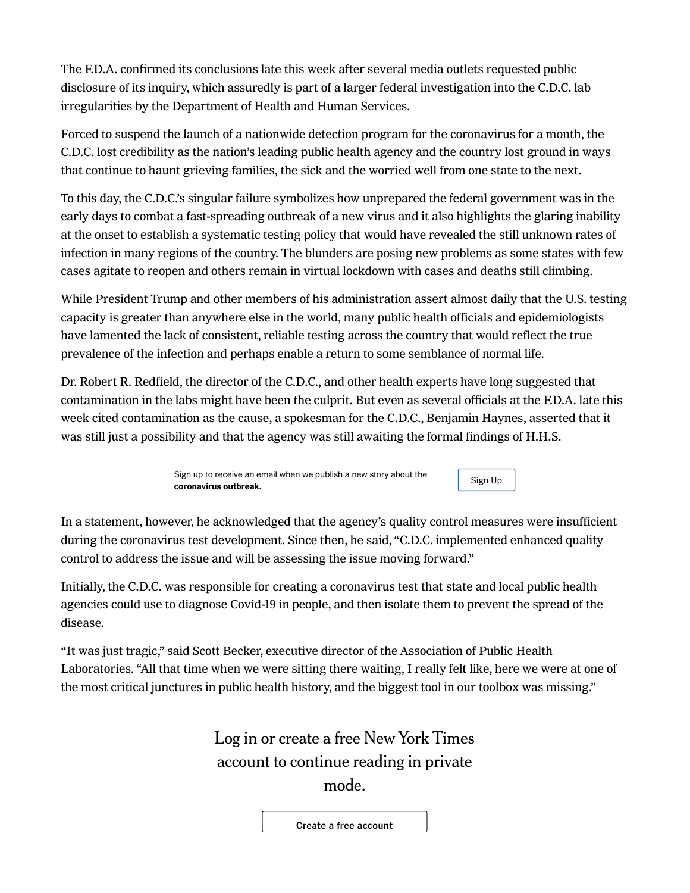The F.D.A. confirmed its conclusions late this week after several media outlets requested public disclosure of its inquiry, which assuredly is part of a larger federal investigation into the C.D.C. lab irregularities by the Department of Health and Human Services.

Forced to suspend the launch of a nationwide detection program for the coronavirus for a month, the C.D.C. lost credibility as the nation's leading public health agency and the country lost ground in ways that continue to haunt grieving families, the sick and the worried well from one state to the next.

To this day, the C.D.C.'s singular failure symbolizes how unprepared the federal government was in the early days to combat a fast-spreading outbreak of a new virus and it also highlights the glaring inability at the onset to establish a systematic testing policy that would have revealed the still unknown rates of infection in many regions of the country. The blunders are posing new problems as some states with few cases agitate to reopen and others remain in virtual lockdown with cases and deaths still climbing.

While President Trump and other members of his administration assert almost daily that the U.S. testing capacity is greater than anywhere else in the world, many public health officials and epidemiologists have lamented the lack of consistent, reliable testing across the country that would reflect the true prevalence of the infection and perhaps enable a return to some semblance of normal life.

Dr. Robert R. Redfield, the director of the C.D.C., and other health experts have long suggested that contamination in the labs might have been the culprit. But even as several officials at the F.D.A. late this week cited contamination as the cause, a spokesman for the C.D.C., Benjamin Haynes, asserted that it was still just a possibility and that the agency was still awaiting the formal findings of H.H.S.

In a statement, however, he acknowledged that the agency's quality control measures were insufficient during the coronavirus test development. Since then, he said, "C.D.C. implemented enhanced quality control to address the issue and will be assessing the issue moving forward."

Initially, the C.D.C. was responsible for creating a coronavirus test that state and local public health agencies could use to diagnose Covid-19 in people, and then isolate them to prevent the spread of the disease.

"It was just tragic," said Scott Becker, executive director of the Association of Public Health Laboratories. "All that time when we were sitting there waiting, I really felt like, here we were at one of the most critical junctures in public health history, and the biggest tool in our toolbox was missing."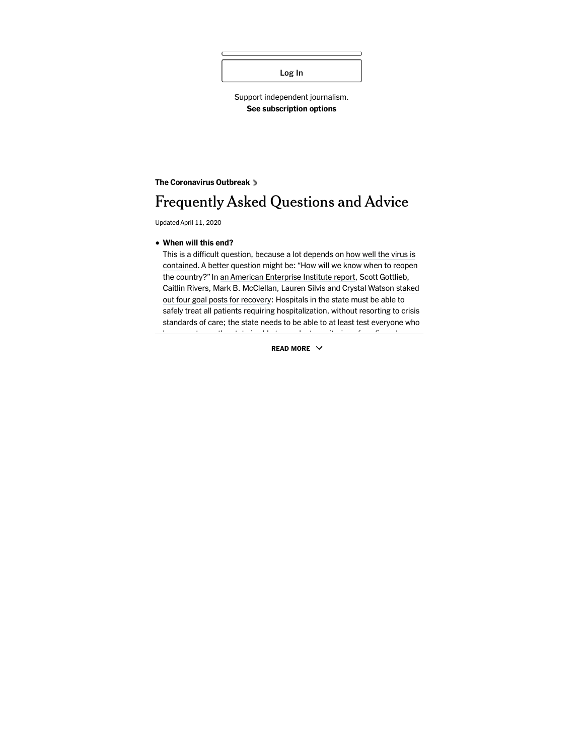Log In

Support independent journalism.
**See subscription options**

**The Coronavirus Outbreak**

# Frequently Asked Questions and Advice

Updated April 11, 2020

- **When will this end?**
  This is a difficult question, because a lot depends on how well the virus is contained. A better question might be: "How will we know when to reopen the country?" In an American Enterprise Institute report, Scott Gottlieb, Caitlin Rivers, Mark B. McClellan, Lauren Silvis and Crystal Watson staked out four goal posts for recovery: Hospitals in the state must be able to safely treat all patients requiring hospitalization, without resorting to crisis standards of care; the state needs to be able to at least test everyone who

READ MORE